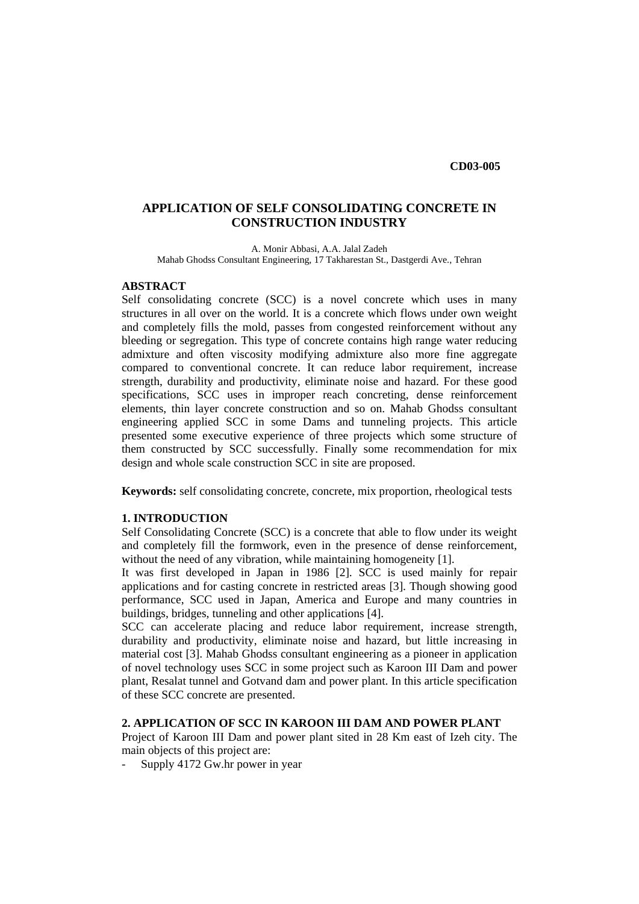**CD03-005**

# APPLICATION OF SELF CONSOLIDATING CONCRETE IN CONSTRUCTION INDUSTRY

A. Monir Abbasi, A.A. Jalal Zadeh
Mahab Ghodss Consultant Engineering, 17 Takharestan St., Dastgerdi Ave., Tehran

## ABSTRACT

Self consolidating concrete (SCC) is a novel concrete which uses in many structures in all over on the world. It is a concrete which flows under own weight and completely fills the mold, passes from congested reinforcement without any bleeding or segregation. This type of concrete contains high range water reducing admixture and often viscosity modifying admixture also more fine aggregate compared to conventional concrete. It can reduce labor requirement, increase strength, durability and productivity, eliminate noise and hazard. For these good specifications, SCC uses in improper reach concreting, dense reinforcement elements, thin layer concrete construction and so on. Mahab Ghodss consultant engineering applied SCC in some Dams and tunneling projects. This article presented some executive experience of three projects which some structure of them constructed by SCC successfully. Finally some recommendation for mix design and whole scale construction SCC in site are proposed.

**Keywords:** self consolidating concrete, concrete, mix proportion, rheological tests

## 1. INTRODUCTION

Self Consolidating Concrete (SCC) is a concrete that able to flow under its weight and completely fill the formwork, even in the presence of dense reinforcement, without the need of any vibration, while maintaining homogeneity [1].

It was first developed in Japan in 1986 [2]. SCC is used mainly for repair applications and for casting concrete in restricted areas [3]. Though showing good performance, SCC used in Japan, America and Europe and many countries in buildings, bridges, tunneling and other applications [4].

SCC can accelerate placing and reduce labor requirement, increase strength, durability and productivity, eliminate noise and hazard, but little increasing in material cost [3]. Mahab Ghodss consultant engineering as a pioneer in application of novel technology uses SCC in some project such as Karoon III Dam and power plant, Resalat tunnel and Gotvand dam and power plant. In this article specification of these SCC concrete are presented.

## 2. APPLICATION OF SCC IN KAROON III DAM AND POWER PLANT

Project of Karoon III Dam and power plant sited in 28 Km east of Izeh city. The main objects of this project are:

- Supply 4172 Gw.hr power in year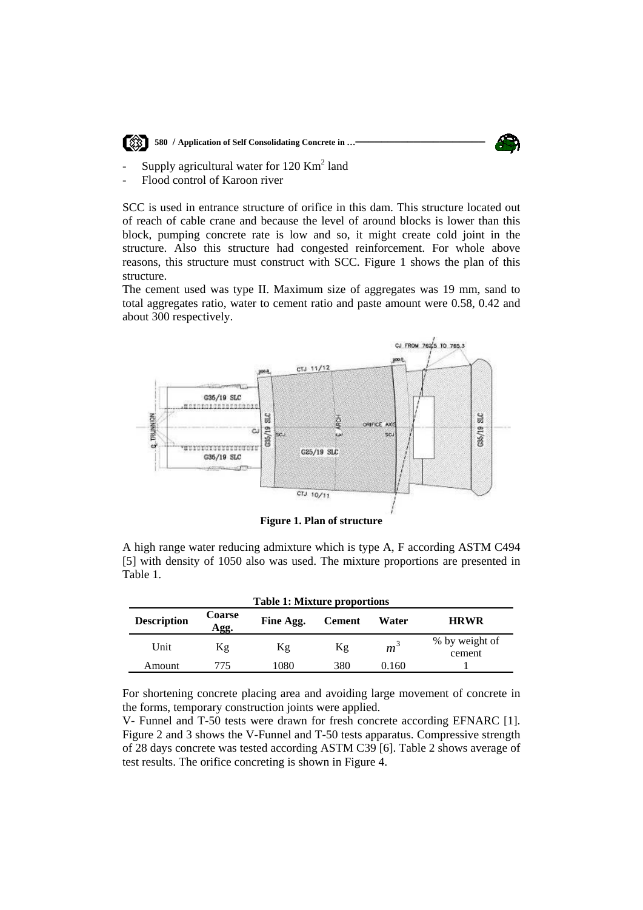- Supply agricultural water for 120 $Km^2$ land
- Flood control of Karoon river

SCC is used in entrance structure of orifice in this dam. This structure located out of reach of cable crane and because the level of around blocks is lower than this block, pumping concrete rate is low and so, it might create cold joint in the structure. Also this structure had congested reinforcement. For whole above reasons, this structure must construct with SCC. Figure 1 shows the plan of this structure.

The cement used was type II. Maximum size of aggregates was 19 mm, sand to total aggregates ratio, water to cement ratio and paste amount were 0.58, 0.42 and about 300 respectively.

**Figure 1. Plan of structure**

A high range water reducing admixture which is type A, F according ASTM C494 [5] with density of 1050 also was used. The mixture proportions are presented in Table 1.

**Table 1: Mixture proportions**

| Description | Coarse Agg. | Fine Agg. | Cement | Water | HRWR |
|---|---|---|---|---|---|
| Unit | Kg | Kg | Kg | $m^3$ | % by weight of cement |
| Amount | 775 | 1080 | 380 | 0.160 | 1 |

For shortening concrete placing area and avoiding large movement of concrete in the forms, temporary construction joints were applied.

V- Funnel and T-50 tests were drawn for fresh concrete according EFNARC [1]. Figure 2 and 3 shows the V-Funnel and T-50 tests apparatus. Compressive strength of 28 days concrete was tested according ASTM C39 [6]. Table 2 shows average of test results. The orifice concreting is shown in Figure 4.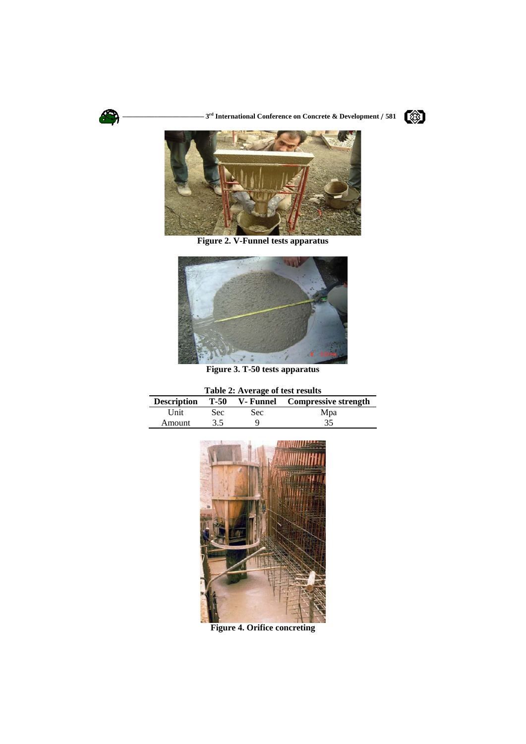Figure 2. V-Funnel tests apparatus

Figure 3. T-50 tests apparatus

**Table 2: Average of test results**

| Description | T-50 | V- Funnel | Compressive strength |
|---|---|---|---|
| Unit | Sec | Sec | Mpa |
| Amount | 3.5 | 9 | 35 |

Figure 4. Orifice concreting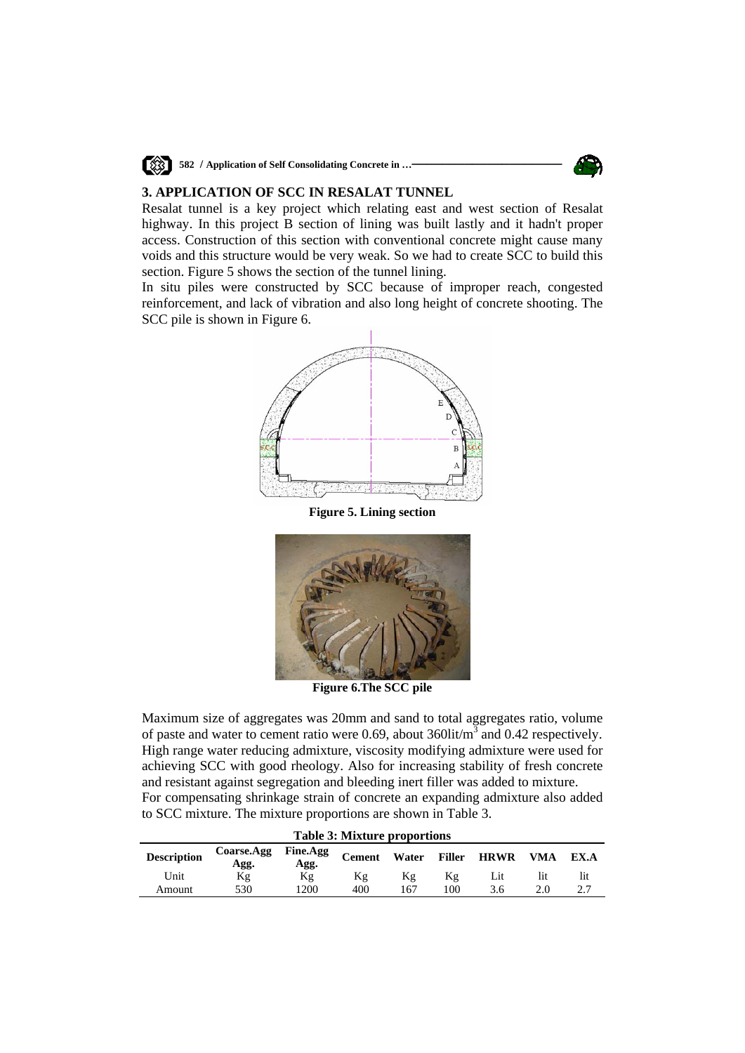## 3. APPLICATION OF SCC IN RESALAT TUNNEL

Resalat tunnel is a key project which relating east and west section of Resalat highway. In this project B section of lining was built lastly and it hadn't proper access. Construction of this section with conventional concrete might cause many voids and this structure would be very weak. So we had to create SCC to build this section. Figure 5 shows the section of the tunnel lining.

In situ piles were constructed by SCC because of improper reach, congested reinforcement, and lack of vibration and also long height of concrete shooting. The SCC pile is shown in Figure 6.

**Figure 5. Lining section**

**Figure 6.The SCC pile**

Maximum size of aggregates was 20mm and sand to total aggregates ratio, volume of paste and water to cement ratio were 0.69, about 360lit/m$^3$ and 0.42 respectively. High range water reducing admixture, viscosity modifying admixture were used for achieving SCC with good rheology. Also for increasing stability of fresh concrete and resistant against segregation and bleeding inert filler was added to mixture.

For compensating shrinkage strain of concrete an expanding admixture also added to SCC mixture. The mixture proportions are shown in Table 3.

**Table 3: Mixture proportions**

| Description | Coarse.Agg Agg. | Fine.Agg Agg. | Cement | Water | Filler | HRWR | VMA | EX.A |
|---|---|---|---|---|---|---|---|---|
| Unit | Kg | Kg | Kg | Kg | Kg | Lit | lit | lit |
| Amount | 530 | 1200 | 400 | 167 | 100 | 3.6 | 2.0 | 2.7 |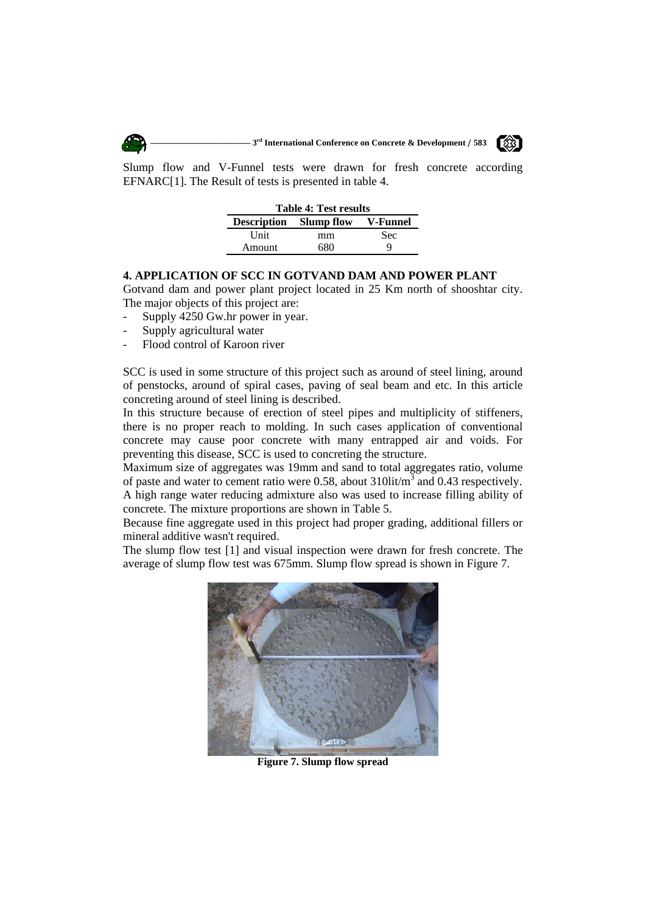Slump flow and V-Funnel tests were drawn for fresh concrete according EFNARC[1]. The Result of tests is presented in table 4.

**Table 4: Test results**

| Description | Slump flow | V-Funnel |
|---|---|---|
| Unit | mm | Sec |
| Amount | 680 | 9 |

## 4. APPLICATION OF SCC IN GOTVAND DAM AND POWER PLANT

Gotvand dam and power plant project located in 25 Km north of shooshtar city. The major objects of this project are:

- Supply 4250 Gw.hr power in year.
- Supply agricultural water
- Flood control of Karoon river

SCC is used in some structure of this project such as around of steel lining, around of penstocks, around of spiral cases, paving of seal beam and etc. In this article concreting around of steel lining is described.

In this structure because of erection of steel pipes and multiplicity of stiffeners, there is no proper reach to molding. In such cases application of conventional concrete may cause poor concrete with many entrapped air and voids. For preventing this disease, SCC is used to concreting the structure.

Maximum size of aggregates was 19mm and sand to total aggregates ratio, volume of paste and water to cement ratio were 0.58, about 310lit/$m^3$ and 0.43 respectively. A high range water reducing admixture also was used to increase filling ability of concrete. The mixture proportions are shown in Table 5.

Because fine aggregate used in this project had proper grading, additional fillers or mineral additive wasn't required.

The slump flow test [1] and visual inspection were drawn for fresh concrete. The average of slump flow test was 675mm. Slump flow spread is shown in Figure 7.

**Figure 7. Slump flow spread**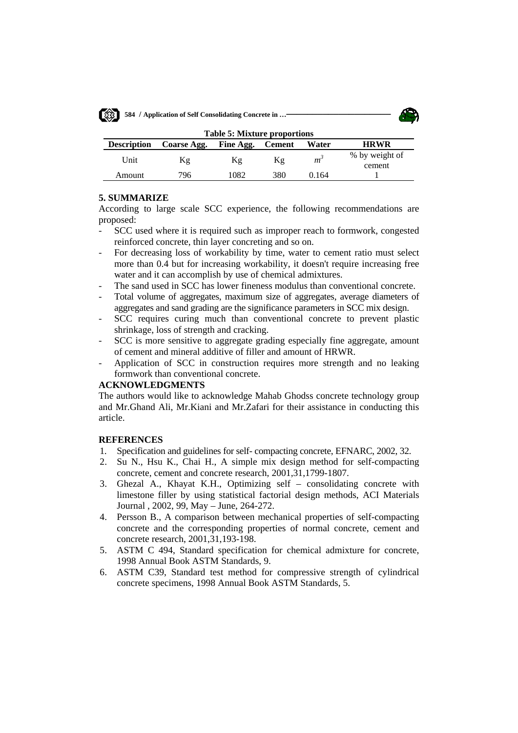Table 5: Mixture proportions

| Description | Coarse Agg. | Fine Agg. | Cement | Water | HRWR |
|---|---|---|---|---|---|
| Unit | Kg | Kg | Kg | $m^3$ | % by weight of cement |
| Amount | 796 | 1082 | 380 | 0.164 | 1 |

## 5. SUMMARIZE

According to large scale SCC experience, the following recommendations are proposed:

- SCC used where it is required such as improper reach to formwork, congested reinforced concrete, thin layer concreting and so on.
- For decreasing loss of workability by time, water to cement ratio must select more than 0.4 but for increasing workability, it doesn't require increasing free water and it can accomplish by use of chemical admixtures.
- The sand used in SCC has lower fineness modulus than conventional concrete.
- Total volume of aggregates, maximum size of aggregates, average diameters of aggregates and sand grading are the significance parameters in SCC mix design.
- SCC requires curing much than conventional concrete to prevent plastic shrinkage, loss of strength and cracking.
- SCC is more sensitive to aggregate grading especially fine aggregate, amount of cement and mineral additive of filler and amount of HRWR.
- Application of SCC in construction requires more strength and no leaking formwork than conventional concrete.

## ACKNOWLEDGMENTS

The authors would like to acknowledge Mahab Ghodss concrete technology group and Mr.Ghand Ali, Mr.Kiani and Mr.Zafari for their assistance in conducting this article.

## REFERENCES

1. Specification and guidelines for self- compacting concrete, EFNARC, 2002, 32.
2. Su N., Hsu K., Chai H., A simple mix design method for self-compacting concrete, cement and concrete research, 2001,31,1799-1807.
3. Ghezal A., Khayat K.H., Optimizing self – consolidating concrete with limestone filler by using statistical factorial design methods, ACI Materials Journal , 2002, 99, May – June, 264-272.
4. Persson B., A comparison between mechanical properties of self-compacting concrete and the corresponding properties of normal concrete, cement and concrete research, 2001,31,193-198.
5. ASTM C 494, Standard specification for chemical admixture for concrete, 1998 Annual Book ASTM Standards, 9.
6. ASTM C39, Standard test method for compressive strength of cylindrical concrete specimens, 1998 Annual Book ASTM Standards, 5.